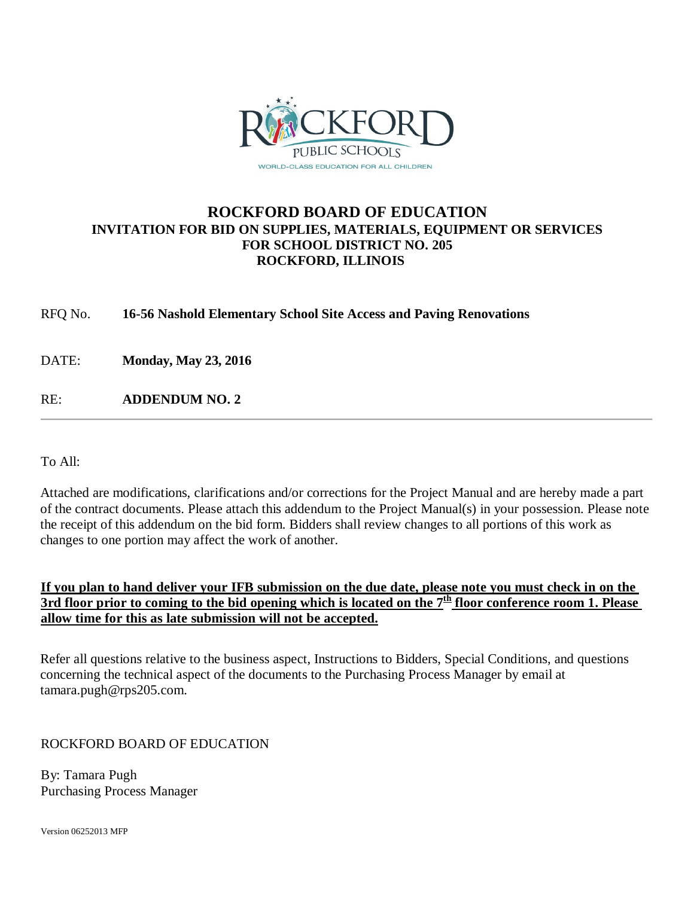# ROCKFORD BOARD OF EDUCATION

## INVITATION FOR BID ON SUPPLIES, MATERIALS, EQUIPMENT OR SERVICES FOR SCHOOL DISTRICT NO. 205 ROCKFORD, ILLINOIS

RFQ No. **16-56 Nashold Elementary School Site Access and Paving Renovations**

DATE: **Monday, May 23, 2016**

RE: **ADDENDUM NO. 2**

---

To All:

Attached are modifications, clarifications and/or corrections for the Project Manual and are hereby made a part of the contract documents. Please attach this addendum to the Project Manual(s) in your possession. Please note the receipt of this addendum on the bid form. Bidders shall review changes to all portions of this work as changes to one portion may affect the work of another.

**If you plan to hand deliver your IFB submission on the due date, please note you must check in on the 3rd floor prior to coming to the bid opening which is located on the 7th floor conference room 1. Please allow time for this as late submission will not be accepted.**

Refer all questions relative to the business aspect, Instructions to Bidders, Special Conditions, and questions concerning the technical aspect of the documents to the Purchasing Process Manager by email at tamara.pugh@rps205.com.

ROCKFORD BOARD OF EDUCATION

By: Tamara Pugh
Purchasing Process Manager

Version 06252013 MFP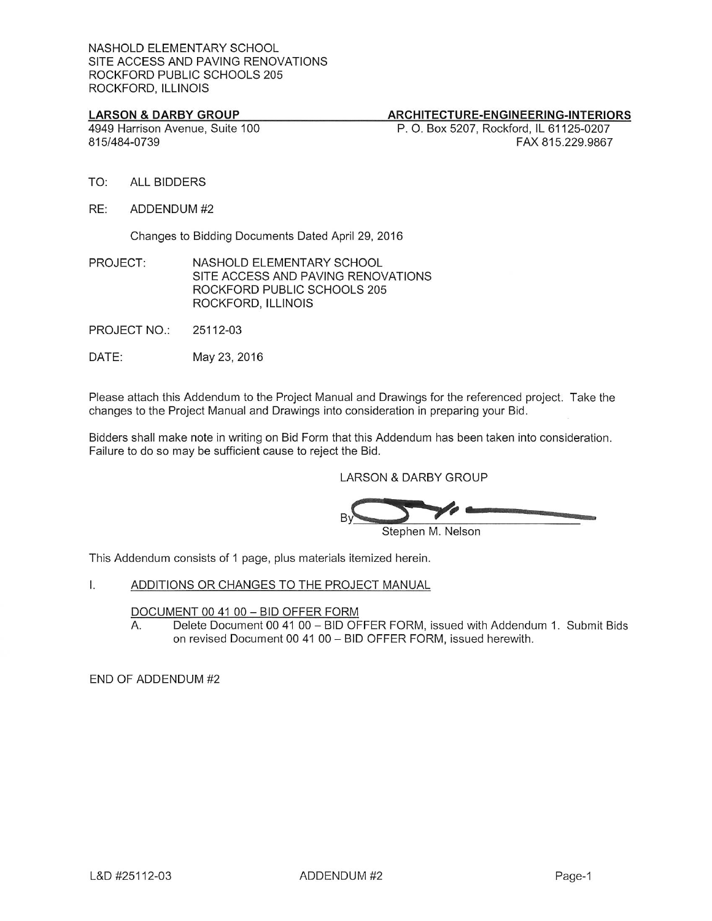NASHOLD ELEMENTARY SCHOOL
SITE ACCESS AND PAVING RENOVATIONS
ROCKFORD PUBLIC SCHOOLS 205
ROCKFORD, ILLINOIS

**LARSON & DARBY GROUP** — **ARCHITECTURE-ENGINEERING-INTERIORS**

4949 Harrison Avenue, Suite 100
815/484-0739

P. O. Box 5207, Rockford, IL 61125-0207
FAX 815.229.9867

TO: ALL BIDDERS

RE: ADDENDUM #2

Changes to Bidding Documents Dated April 29, 2016

PROJECT: NASHOLD ELEMENTARY SCHOOL
SITE ACCESS AND PAVING RENOVATIONS
ROCKFORD PUBLIC SCHOOLS 205
ROCKFORD, ILLINOIS

PROJECT NO.: 25112-03

DATE: May 23, 2016

Please attach this Addendum to the Project Manual and Drawings for the referenced project. Take the changes to the Project Manual and Drawings into consideration in preparing your Bid.

Bidders shall make note in writing on Bid Form that this Addendum has been taken into consideration. Failure to do so may be sufficient cause to reject the Bid.

LARSON & DARBY GROUP

By
Stephen M. Nelson

This Addendum consists of 1 page, plus materials itemized herein.

## I. ADDITIONS OR CHANGES TO THE PROJECT MANUAL

DOCUMENT 00 41 00 – BID OFFER FORM

A. Delete Document 00 41 00 – BID OFFER FORM, issued with Addendum 1. Submit Bids on revised Document 00 41 00 – BID OFFER FORM, issued herewith.

END OF ADDENDUM #2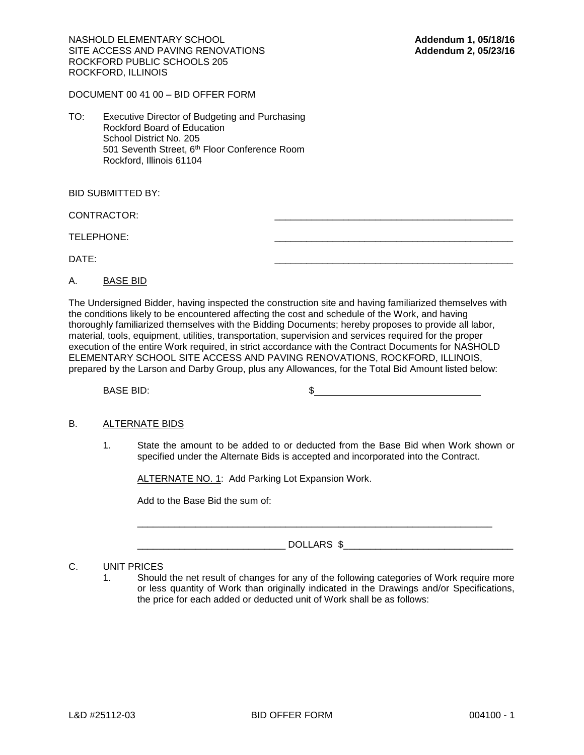NASHOLD ELEMENTARY SCHOOL
SITE ACCESS AND PAVING RENOVATIONS
ROCKFORD PUBLIC SCHOOLS 205
ROCKFORD, ILLINOIS

**Addendum 1, 05/18/16**
**Addendum 2, 05/23/16**

DOCUMENT 00 41 00 – BID OFFER FORM

TO: Executive Director of Budgeting and Purchasing
Rockford Board of Education
School District No. 205
501 Seventh Street, 6th Floor Conference Room
Rockford, Illinois 61104

BID SUBMITTED BY:

CONTRACTOR: ______________________________________________

TELEPHONE: ______________________________________________

DATE: ______________________________________________

A. BASE BID

The Undersigned Bidder, having inspected the construction site and having familiarized themselves with the conditions likely to be encountered affecting the cost and schedule of the Work, and having thoroughly familiarized themselves with the Bidding Documents; hereby proposes to provide all labor, material, tools, equipment, utilities, transportation, supervision and services required for the proper execution of the entire Work required, in strict accordance with the Contract Documents for NASHOLD ELEMENTARY SCHOOL SITE ACCESS AND PAVING RENOVATIONS, ROCKFORD, ILLINOIS, prepared by the Larson and Darby Group, plus any Allowances, for the Total Bid Amount listed below:

BASE BID: $______________________________

B. ALTERNATE BIDS

1. State the amount to be added to or deducted from the Base Bid when Work shown or specified under the Alternate Bids is accepted and incorporated into the Contract.

   ALTERNATE NO. 1: Add Parking Lot Expansion Work.

   Add to the Base Bid the sum of:

   ____________________________________________________________________

   ___________________________ DOLLARS $_______________________________

C. UNIT PRICES

1. Should the net result of changes for any of the following categories of Work require more or less quantity of Work than originally indicated in the Drawings and/or Specifications, the price for each added or deducted unit of Work shall be as follows: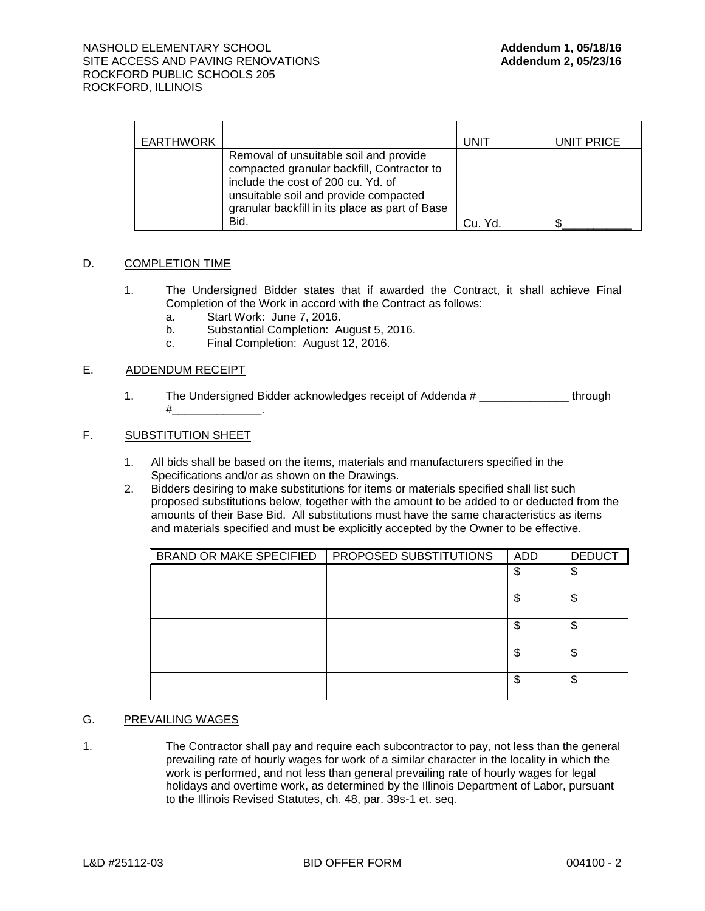| EARTHWORK | | UNIT | UNIT PRICE |
|---|---|---|---|
| | Removal of unsuitable soil and provide compacted granular backfill, Contractor to include the cost of 200 cu. Yd. of unsuitable soil and provide compacted granular backfill in its place as part of Base Bid. | Cu. Yd. | $___________ |

D. COMPLETION TIME

1. The Undersigned Bidder states that if awarded the Contract, it shall achieve Final Completion of the Work in accord with the Contract as follows:
   a. Start Work: June 7, 2016.
   b. Substantial Completion: August 5, 2016.
   c. Final Completion: August 12, 2016.

E. ADDENDUM RECEIPT

1. The Undersigned Bidder acknowledges receipt of Addenda # ______________ through #______________.

F. SUBSTITUTION SHEET

1. All bids shall be based on the items, materials and manufacturers specified in the Specifications and/or as shown on the Drawings.
2. Bidders desiring to make substitutions for items or materials specified shall list such proposed substitutions below, together with the amount to be added to or deducted from the amounts of their Base Bid. All substitutions must have the same characteristics as items and materials specified and must be explicitly accepted by the Owner to be effective.

| BRAND OR MAKE SPECIFIED | PROPOSED SUBSTITUTIONS | ADD | DEDUCT |
|---|---|---|---|
| | | $ | $ |
| | | $ | $ |
| | | $ | $ |
| | | $ | $ |
| | | $ | $ |

G. PREVAILING WAGES

1. The Contractor shall pay and require each subcontractor to pay, not less than the general prevailing rate of hourly wages for work of a similar character in the locality in which the work is performed, and not less than general prevailing rate of hourly wages for legal holidays and overtime work, as determined by the Illinois Department of Labor, pursuant to the Illinois Revised Statutes, ch. 48, par. 39s-1 et. seq.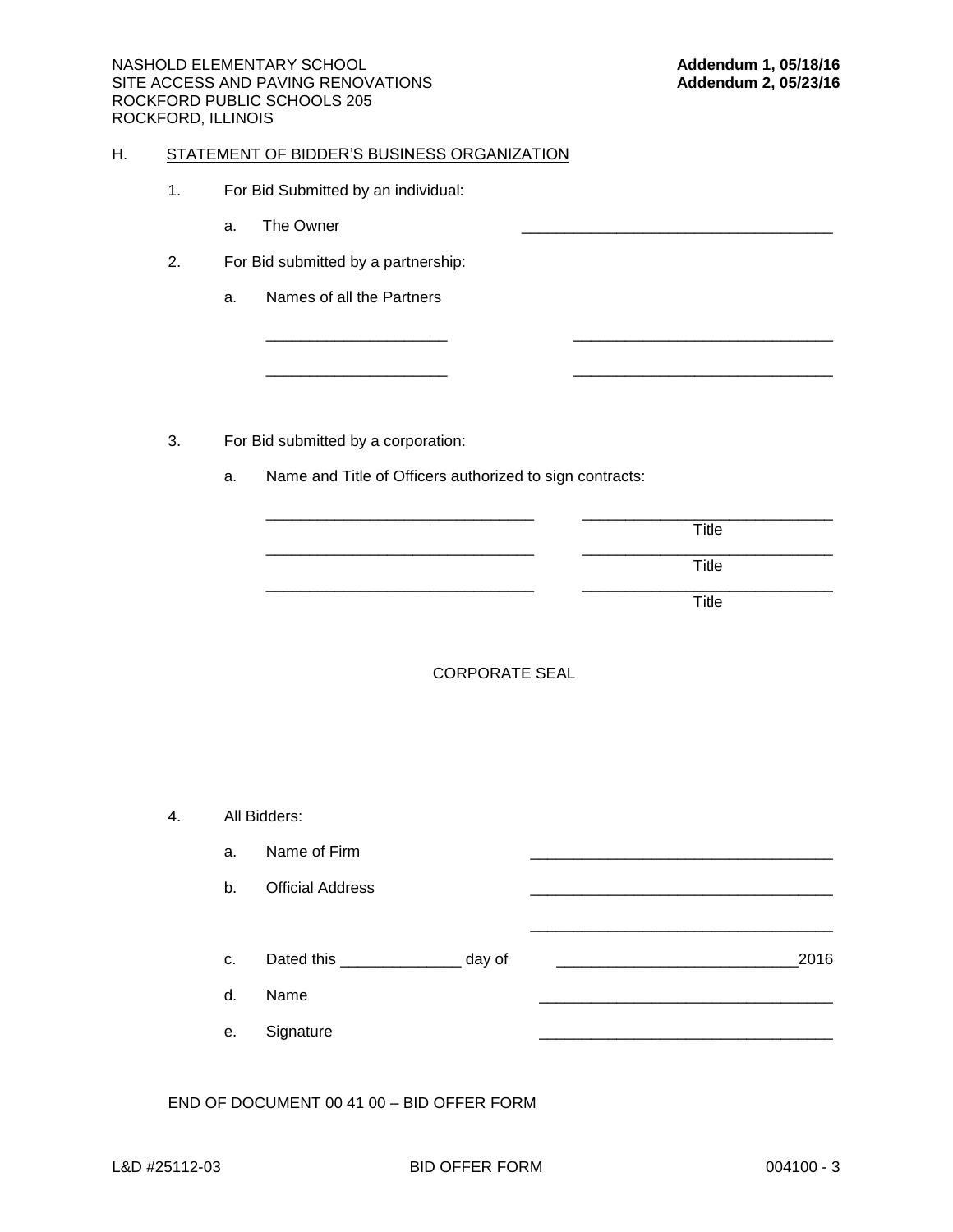## H. STATEMENT OF BIDDER'S BUSINESS ORGANIZATION

1. For Bid Submitted by an individual:

   a. The Owner ____________________________________

2. For Bid submitted by a partnership:

   a. Names of all the Partners

   ______________________ ______________________________

   ______________________ ______________________________

3. For Bid submitted by a corporation:

   a. Name and Title of Officers authorized to sign contracts:

   ______________________________ ______________________________
   Title

   ______________________________ ______________________________
   Title

   ______________________________ ______________________________
   Title

CORPORATE SEAL

4. All Bidders:

   a. Name of Firm ____________________________________

   b. Official Address ____________________________________

   ____________________________________

   c. Dated this ______________ day of ____________________________2016

   d. Name ____________________________________

   e. Signature ____________________________________

END OF DOCUMENT 00 41 00 – BID OFFER FORM